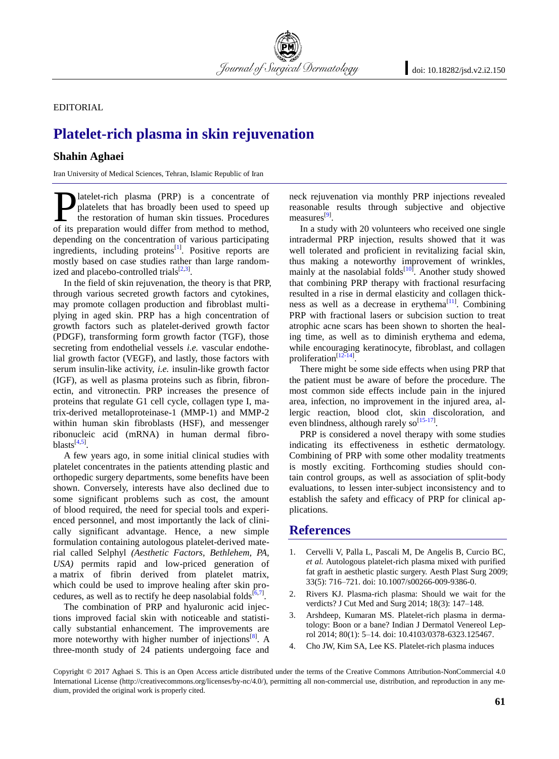EDITORIAL

# Platelet-rich plasma in skin rejuvenation

**Shahin Aghaei**

Iran University of Medical Sciences, Tehran, Islamic Republic of Iran

Platelet-rich plasma (PRP) is a concentrate of platelets that has broadly been used to speed up the restoration of human skin tissues. Procedures of its preparation would differ from method to method, depending on the concentration of various participating ingredients, including proteins[1]. Positive reports are mostly based on case studies rather than large randomized and placebo-controlled trials[2,3].

In the field of skin rejuvenation, the theory is that PRP, through various secreted growth factors and cytokines, may promote collagen production and fibroblast multiplying in aged skin. PRP has a high concentration of growth factors such as platelet-derived growth factor (PDGF), transforming form growth factor (TGF), those secreting from endothelial vessels *i.e.* vascular endothelial growth factor (VEGF), and lastly, those factors with serum insulin-like activity, *i.e.* insulin-like growth factor (IGF), as well as plasma proteins such as fibrin, fibronectin, and vitronectin. PRP increases the presence of proteins that regulate G1 cell cycle, collagen type I, matrix-derived metalloproteinase-1 (MMP-1) and MMP-2 within human skin fibroblasts (HSF), and messenger ribonucleic acid (mRNA) in human dermal fibroblasts[4,5].

A few years ago, in some initial clinical studies with platelet concentrates in the patients attending plastic and orthopedic surgery departments, some benefits have been shown. Conversely, interests have also declined due to some significant problems such as cost, the amount of blood required, the need for special tools and experienced personnel, and most importantly the lack of clinically significant advantage. Hence, a new simple formulation containing autologous platelet-derived material called Selphyl *(Aesthetic Factors, Bethlehem, PA, USA)* permits rapid and low-priced generation of a matrix of fibrin derived from platelet matrix, which could be used to improve healing after skin procedures, as well as to rectify he deep nasolabial folds[6,7].

The combination of PRP and hyaluronic acid injections improved facial skin with noticeable and statistically substantial enhancement. The improvements are more noteworthy with higher number of injections[8]. A three-month study of 24 patients undergoing face and neck rejuvenation via monthly PRP injections revealed reasonable results through subjective and objective measures[9].

In a study with 20 volunteers who received one single intradermal PRP injection, results showed that it was well tolerated and proficient in revitalizing facial skin, thus making a noteworthy improvement of wrinkles, mainly at the nasolabial folds[10]. Another study showed that combining PRP therapy with fractional resurfacing resulted in a rise in dermal elasticity and collagen thickness as well as a decrease in erythema[11]. Combining PRP with fractional lasers or subcision suction to treat atrophic acne scars has been shown to shorten the healing time, as well as to diminish erythema and edema, while encouraging keratinocyte, fibroblast, and collagen proliferation[12-14].

There might be some side effects when using PRP that the patient must be aware of before the procedure. The most common side effects include pain in the injured area, infection, no improvement in the injured area, allergic reaction, blood clot, skin discoloration, and even blindness, although rarely so[15-17].

PRP is considered a novel therapy with some studies indicating its effectiveness in esthetic dermatology. Combining of PRP with some other modality treatments is mostly exciting. Forthcoming studies should contain control groups, as well as association of split-body evaluations, to lessen inter-subject inconsistency and to establish the safety and efficacy of PRP for clinical applications.

## References

1. Cervelli V, Palla L, Pascali M, De Angelis B, Curcio BC, *et al.* Autologous platelet-rich plasma mixed with purified fat graft in aesthetic plastic surgery. Aesth Plast Surg 2009; 33(5): 716–721. doi: 10.1007/s00266-009-9386-0.
2. Rivers KJ. Plasma-rich plasma: Should we wait for the verdicts? J Cut Med and Surg 2014; 18(3): 147–148.
3. Arshdeep, Kumaran MS. Platelet-rich plasma in dermatology: Boon or a bane? Indian J Dermatol Venereol Leprol 2014; 80(1): 5–14. doi: 10.4103/0378-6323.125467.
4. Cho JW, Kim SA, Lee KS. Platelet-rich plasma induces

Copyright © 2017 Aghaei S. This is an Open Access article distributed under the terms of the Creative Commons Attribution-NonCommercial 4.0 International License (http://creativecommons.org/licenses/by-nc/4.0/), permitting all non-commercial use, distribution, and reproduction in any medium, provided the original work is properly cited.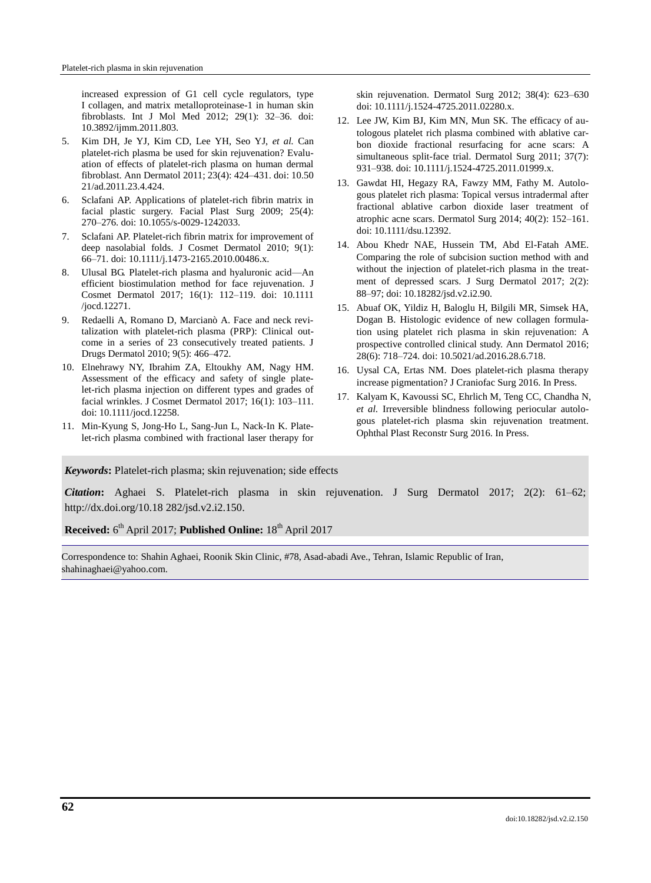increased expression of G1 cell cycle regulators, type I collagen, and matrix metalloproteinase-1 in human skin fibroblasts. Int J Mol Med 2012; 29(1): 32–36. doi: 10.3892/ijmm.2011.803.

5. Kim DH, Je YJ, Kim CD, Lee YH, Seo YJ, *et al.* Can platelet-rich plasma be used for skin rejuvenation? Evaluation of effects of platelet-rich plasma on human dermal fibroblast. Ann Dermatol 2011; 23(4): 424–431. doi: 10.5021/ad.2011.23.4.424.
6. Sclafani AP. Applications of platelet-rich fibrin matrix in facial plastic surgery. Facial Plast Surg 2009; 25(4): 270–276. doi: 10.1055/s-0029-1242033.
7. Sclafani AP. Platelet-rich fibrin matrix for improvement of deep nasolabial folds. J Cosmet Dermatol 2010; 9(1): 66–71. doi: 10.1111/j.1473-2165.2010.00486.x.
8. Ulusal BG. Platelet-rich plasma and hyaluronic acid—An efficient biostimulation method for face rejuvenation. J Cosmet Dermatol 2017; 16(1): 112–119. doi: 10.1111/jocd.12271.
9. Redaelli A, Romano D, Marcianò A. Face and neck revitalization with platelet-rich plasma (PRP): Clinical outcome in a series of 23 consecutively treated patients. J Drugs Dermatol 2010; 9(5): 466–472.
10. Elnehrawy NY, Ibrahim ZA, Eltoukhy AM, Nagy HM. Assessment of the efficacy and safety of single platelet-rich plasma injection on different types and grades of facial wrinkles. J Cosmet Dermatol 2017; 16(1): 103–111. doi: 10.1111/jocd.12258.
11. Min-Kyung S, Jong-Ho L, Sang-Jun L, Nack-In K. Platelet-rich plasma combined with fractional laser therapy for skin rejuvenation. Dermatol Surg 2012; 38(4): 623–630 doi: 10.1111/j.1524-4725.2011.02280.x.
12. Lee JW, Kim BJ, Kim MN, Mun SK. The efficacy of autologous platelet rich plasma combined with ablative carbon dioxide fractional resurfacing for acne scars: A simultaneous split-face trial. Dermatol Surg 2011; 37(7): 931–938. doi: 10.1111/j.1524-4725.2011.01999.x.
13. Gawdat HI, Hegazy RA, Fawzy MM, Fathy M. Autologous platelet rich plasma: Topical versus intradermal after fractional ablative carbon dioxide laser treatment of atrophic acne scars. Dermatol Surg 2014; 40(2): 152–161. doi: 10.1111/dsu.12392.
14. Abou Khedr NAE, Hussein TM, Abd El-Fatah AME. Comparing the role of subcision suction method with and without the injection of platelet-rich plasma in the treatment of depressed scars. J Surg Dermatol 2017; 2(2): 88–97; doi: 10.18282/jsd.v2.i2.90.
15. Abuaf OK, Yildiz H, Baloglu H, Bilgili MR, Simsek HA, Dogan B. Histologic evidence of new collagen formulation using platelet rich plasma in skin rejuvenation: A prospective controlled clinical study. Ann Dermatol 2016; 28(6): 718–724. doi: 10.5021/ad.2016.28.6.718.
16. Uysal CA, Ertas NM. Does platelet-rich plasma therapy increase pigmentation? J Craniofac Surg 2016. In Press.
17. Kalyam K, Kavoussi SC, Ehrlich M, Teng CC, Chandha N, *et al.* Irreversible blindness following periocular autologous platelet-rich plasma skin rejuvenation treatment. Ophthal Plast Reconstr Surg 2016. In Press.

***Keywords*:** Platelet-rich plasma; skin rejuvenation; side effects

***Citation*:** Aghaei S. Platelet-rich plasma in skin rejuvenation. J Surg Dermatol 2017; 2(2): 61–62; http://dx.doi.org/10.18 282/jsd.v2.i2.150.

**Received:** 6th April 2017; **Published Online:** 18th April 2017

Correspondence to: Shahin Aghaei, Roonik Skin Clinic, #78, Asad-abadi Ave., Tehran, Islamic Republic of Iran, shahinaghaei@yahoo.com.